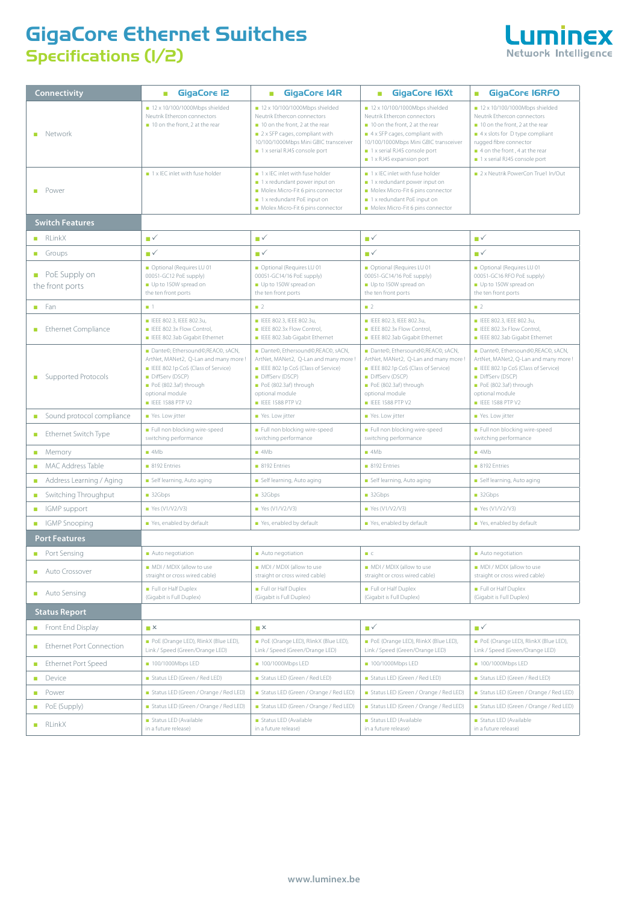# GigaCore Ethernet Switches
## Specifications (1/2)

Luminex
Network Intelligence

| Connectivity | GigaCore 12 | GigaCore 14R | GigaCore 16Xt | GigaCore 16RFO |
|---|---|---|---|---|
| Network | 12 x 10/100/1000Mbps shielded Neutrik Ethercon connectors<br>10 on the front, 2 at the rear | 12 x 10/100/1000Mbps shielded Neutrik Ethercon connectors<br>10 on the front, 2 at the rear<br>2 x SFP cages, compliant with 10/100/1000Mbps Mini GBIC transceiver<br>1 x serial RJ45 console port | 12 x 10/100/1000Mbps shielded Neutrik Ethercon connectors<br>10 on the front, 2 at the rear<br>4 x SFP cages, compliant with 10/100/1000Mbps Mini GBIC transceiver<br>1 x serial RJ45 console port<br>1 x RJ45 expansion port | 12 x 10/100/1000Mbps shielded Neutrik Ethercon connectors<br>10 on the front, 2 at the rear<br>4 x slots for D type compliant rugged fibre connector<br>4 on the front, 4 at the rear<br>1 x serial RJ45 console port |
| Power | 1 x IEC inlet with fuse holder | 1 x IEC inlet with fuse holder<br>1 x redundant power input on Molex Micro-Fit 6 pins connector<br>1 x redundant PoE input on Molex Micro-Fit 6 pins connector | 1 x IEC inlet with fuse holder<br>1 x redundant power input on Molex Micro-Fit 6 pins connector<br>1 x redundant PoE input on Molex Micro-Fit 6 pins connector | 2 x Neutrik PowerCon True1 In/Out |
| **Switch Features** | | | | |
| RLinkX | ✓ | ✓ | ✓ | ✓ |
| Groups | ✓ | ✓ | ✓ | ✓ |
| PoE Supply on the front ports | Optional (Requires LU 01 00051-GC12 PoE supply)<br>Up to 150W spread on the ten front ports | Optional (Requires LU 01 00051-GC14/16 PoE supply)<br>Up to 150W spread on the ten front ports | Optional (Requires LU 01 00051-GC14/16 PoE supply)<br>Up to 150W spread on the ten front ports | Optional (Requires LU 01 00051-GC16 RFO PoE supply)<br>Up to 150W spread on the ten front ports |
| Fan | 1 | 2 | 2 | 2 |
| Ethernet Compliance | IEEE 802.3, IEEE 802.3u,<br>IEEE 802.3x Flow Control,<br>IEEE 802.3ab Gigabit Ethernet | IEEE 802.3, IEEE 802.3u,<br>IEEE 802.3x Flow Control,<br>IEEE 802.3ab Gigabit Ethernet | IEEE 802.3, IEEE 802.3u,<br>IEEE 802.3x Flow Control,<br>IEEE 802.3ab Gigabit Ethernet | IEEE 802.3, IEEE 802.3u,<br>IEEE 802.3x Flow Control,<br>IEEE 802.3ab Gigabit Ethernet |
| Supported Protocols | Dante©, Ethersound©,REAC©, sACN, ArtNet, MANet2, Q-Lan and many more !<br>IEEE 802.1p CoS (Class of Service)<br>DiffServ (DSCP)<br>PoE (802.3af) through optional module<br>IEEE 1588 PTP V2 | Dante©, Ethersound©,REAC©, sACN, ArtNet, MANet2, Q-Lan and many more !<br>IEEE 802.1p CoS (Class of Service)<br>DiffServ (DSCP)<br>PoE (802.3af) through optional module<br>IEEE 1588 PTP V2 | Dante©, Ethersound©,REAC©, sACN, ArtNet, MANet2, Q-Lan and many more !<br>IEEE 802.1p CoS (Class of Service)<br>DiffServ (DSCP)<br>PoE (802.3af) through optional module<br>IEEE 1588 PTP V2 | Dante©, Ethersound©,REAC©, sACN, ArtNet, MANet2, Q-Lan and many more !<br>IEEE 802.1p CoS (Class of Service)<br>DiffServ (DSCP)<br>PoE (802.3af) through optional module<br>IEEE 1588 PTP V2 |
| Sound protocol compliance | Yes. Low jitter | Yes. Low jitter | Yes. Low jitter | Yes. Low jitter |
| Ethernet Switch Type | Full non blocking wire-speed switching performance | Full non blocking wire-speed switching performance | Full non blocking wire-speed switching performance | Full non blocking wire-speed switching performance |
| Memory | 4Mb | 4Mb | 4Mb | 4Mb |
| MAC Address Table | 8192 Entries | 8192 Entries | 8192 Entries | 8192 Entries |
| Address Learning / Aging | Self learning, Auto aging | Self learning, Auto aging | Self learning, Auto aging | Self learning, Auto aging |
| Switching Throughput | 32Gbps | 32Gbps | 32Gbps | 32Gbps |
| IGMP support | Yes (V1/V2/V3) | Yes (V1/V2/V3) | Yes (V1/V2/V3) | Yes (V1/V2/V3) |
| IGMP Snooping | Yes, enabled by default | Yes, enabled by default | Yes, enabled by default | Yes, enabled by default |
| **Port Features** | | | | |
| Port Sensing | Auto negotiation | Auto negotiation | c | Auto negotiation |
| Auto Crossover | MDI / MDIX (allow to use straight or cross wired cable) | MDI / MDIX (allow to use straight or cross wired cable) | MDI / MDIX (allow to use straight or cross wired cable) | MDI / MDIX (allow to use straight or cross wired cable) |
| Auto Sensing | Full or Half Duplex (Gigabit is Full Duplex) | Full or Half Duplex (Gigabit is Full Duplex) | Full or Half Duplex (Gigabit is Full Duplex) | Full or Half Duplex (Gigabit is Full Duplex) |
| **Status Report** | | | | |
| Front End Display | × | × | ✓ | ✓ |
| Ethernet Port Connection | PoE (Orange LED), RlinkX (Blue LED), Link / Speed (Green/Orange LED) | PoE (Orange LED), RlinkX (Blue LED), Link / Speed (Green/Orange LED) | PoE (Orange LED), RlinkX (Blue LED), Link / Speed (Green/Orange LED) | PoE (Orange LED), RlinkX (Blue LED), Link / Speed (Green/Orange LED) |
| Ethernet Port Speed | 100/1000Mbps LED | 100/1000Mbps LED | 100/1000Mbps LED | 100/1000Mbps LED |
| Device | Status LED (Green / Red LED) | Status LED (Green / Red LED) | Status LED (Green / Red LED) | Status LED (Green / Red LED) |
| Power | Status LED (Green / Orange / Red LED) | Status LED (Green / Orange / Red LED) | Status LED (Green / Orange / Red LED) | Status LED (Green / Orange / Red LED) |
| PoE (Supply) | Status LED (Green / Orange / Red LED) | Status LED (Green / Orange / Red LED) | Status LED (Green / Orange / Red LED) | Status LED (Green / Orange / Red LED) |
| RLinkX | Status LED (Available in a future release) | Status LED (Available in a future release) | Status LED (Available in a future release) | Status LED (Available in a future release) |

www.luminex.be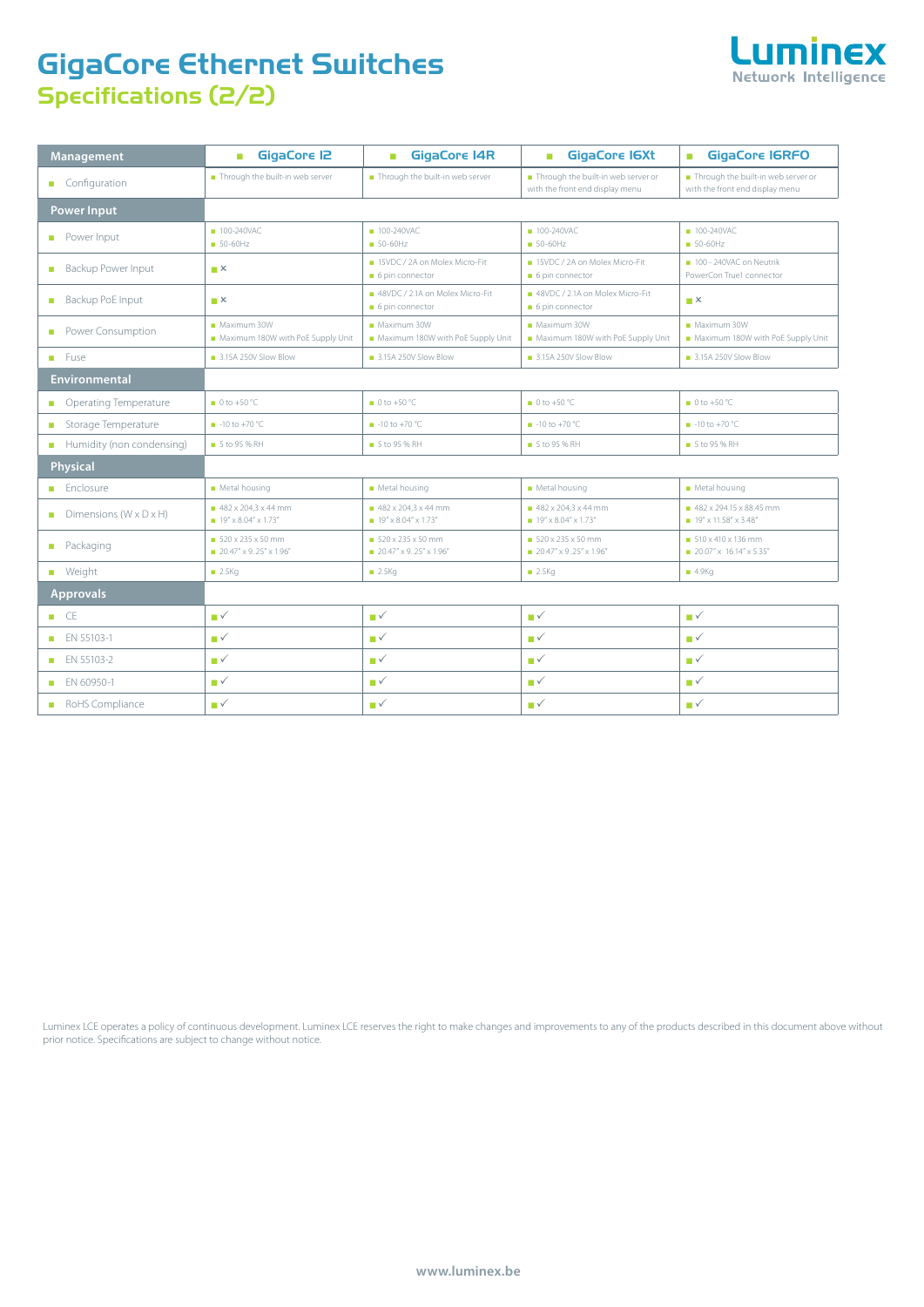# GigaCore Ethernet Switches
## Specifications (2/2)

| Management | GigaCore 12 | GigaCore 14R | GigaCore 16Xt | GigaCore 16RFO |
|---|---|---|---|---|
| Configuration | Through the built-in web server | Through the built-in web server | Through the built-in web server or with the front end display menu | Through the built-in web server or with the front end display menu |
| **Power Input** | | | | |
| Power Input | 100-240VAC<br>50-60Hz | 100-240VAC<br>50-60Hz | 100-240VAC<br>50-60Hz | 100-240VAC<br>50-60Hz |
| Backup Power Input | × | 15VDC / 2A on Molex Micro-Fit<br>6 pin connector | 15VDC / 2A on Molex Micro-Fit<br>6 pin connector | 100 - 240VAC on Neutrik PowerCon True1 connector |
| Backup PoE Input | × | 48VDC / 2.1A on Molex Micro-Fit<br>6 pin connector | 48VDC / 2.1A on Molex Micro-Fit<br>6 pin connector | × |
| Power Consumption | Maximum 30W<br>Maximum 180W with PoE Supply Unit | Maximum 30W<br>Maximum 180W with PoE Supply Unit | Maximum 30W<br>Maximum 180W with PoE Supply Unit | Maximum 30W<br>Maximum 180W with PoE Supply Unit |
| Fuse | 3.15A 250V Slow Blow | 3.15A 250V Slow Blow | 3.15A 250V Slow Blow | 3.15A 250V Slow Blow |
| **Environmental** | | | | |
| Operating Temperature | 0 to +50 °C | 0 to +50 °C | 0 to +50 °C | 0 to +50 °C |
| Storage Temperature | -10 to +70 °C | -10 to +70 °C | -10 to +70 °C | -10 to +70 °C |
| Humidity (non condensing) | 5 to 95 % RH | 5 to 95 % RH | 5 to 95 % RH | 5 to 95 % RH |
| **Physical** | | | | |
| Enclosure | Metal housing | Metal housing | Metal housing | Metal housing |
| Dimensions (W x D x H) | 482 x 204,3 x 44 mm<br>19" x 8.04" x 1.73" | 482 x 204,3 x 44 mm<br>19" x 8.04" x 1.73" | 482 x 204,3 x 44 mm<br>19" x 8.04" x 1.73" | 482 x 294.15 x 88.45 mm<br>19" x 11.58" x 3.48" |
| Packaging | 520 x 235 x 50 mm<br>20.47" x 9..25" x 1.96" | 520 x 235 x 50 mm<br>20.47" x 9..25" x 1.96" | 520 x 235 x 50 mm<br>20.47" x 9..25" x 1.96" | 510 x 410 x 136 mm<br>20.07" x 16.14" x 5.35" |
| Weight | 2.5Kg | 2.5Kg | 2.5Kg | 4.9Kg |
| **Approvals** | | | | |
| CE | ✓ | ✓ | ✓ | ✓ |
| EN 55103-1 | ✓ | ✓ | ✓ | ✓ |
| EN 55103-2 | ✓ | ✓ | ✓ | ✓ |
| EN 60950-1 | ✓ | ✓ | ✓ | ✓ |
| RoHS Compliance | ✓ | ✓ | ✓ | ✓ |

Luminex LCE operates a policy of continuous development. Luminex LCE reserves the right to make changes and improvements to any of the products described in this document above without prior notice. Specifications are subject to change without notice.

www.luminex.be